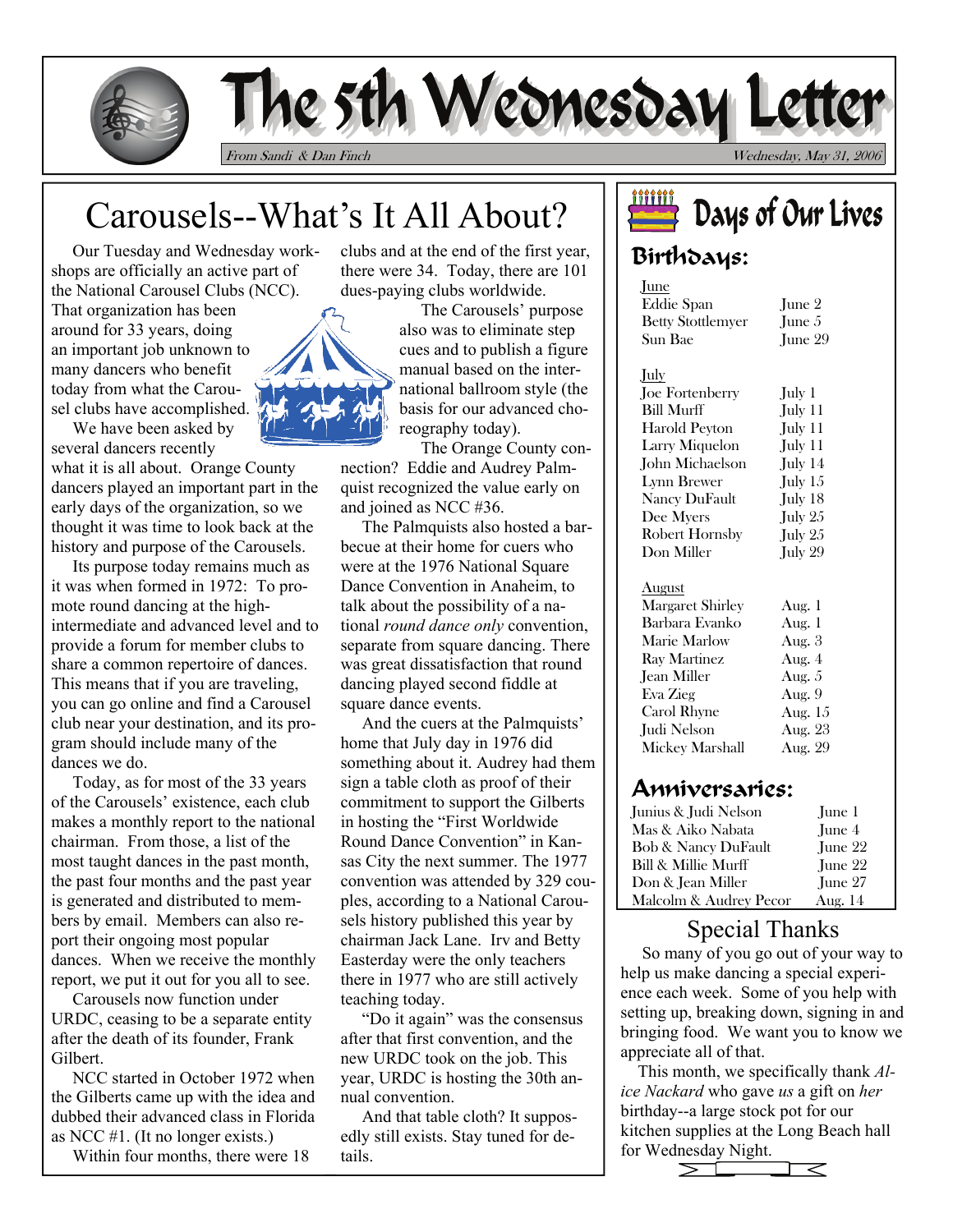# The 5th Wednesday Letter

*From Sandi & Dan Finch* — *Wednesday, May 31, 2006*

## Carousels--What's It All About?

Our Tuesday and Wednesday workshops are officially an active part of the National Carousel Clubs (NCC). That organization has been around for 33 years, doing an important job unknown to many dancers who benefit today from what the Carousel clubs have accomplished.

We have been asked by several dancers recently what it is all about. Orange County dancers played an important part in the early days of the organization, so we thought it was time to look back at the history and purpose of the Carousels.

Its purpose today remains much as it was when formed in 1972: To promote round dancing at the high-intermediate and advanced level and to provide a forum for member clubs to share a common repertoire of dances. This means that if you are traveling, you can go online and find a Carousel club near your destination, and its program should include many of the dances we do.

Today, as for most of the 33 years of the Carousels' existence, each club makes a monthly report to the national chairman. From those, a list of the most taught dances in the past month, the past four months and the past year is generated and distributed to members by email. Members can also report their ongoing most popular dances. When we receive the monthly report, we put it out for you all to see.

Carousels now function under URDC, ceasing to be a separate entity after the death of its founder, Frank Gilbert.

NCC started in October 1972 when the Gilberts came up with the idea and dubbed their advanced class in Florida as NCC #1. (It no longer exists.)

Within four months, there were 18 clubs and at the end of the first year, there were 34. Today, there are 101 dues-paying clubs worldwide.

The Carousels' purpose also was to eliminate step cues and to publish a figure manual based on the international ballroom style (the basis for our advanced choreography today).

The Orange County connection? Eddie and Audrey Palmquist recognized the value early on and joined as NCC #36.

The Palmquists also hosted a barbecue at their home for cuers who were at the 1976 National Square Dance Convention in Anaheim, to talk about the possibility of a national *round dance only* convention, separate from square dancing. There was great dissatisfaction that round dancing played second fiddle at square dance events.

And the cuers at the Palmquists' home that July day in 1976 did something about it. Audrey had them sign a table cloth as proof of their commitment to support the Gilberts in hosting the "First Worldwide Round Dance Convention" in Kansas City the next summer. The 1977 convention was attended by 329 couples, according to a National Carousels history published this year by chairman Jack Lane. Irv and Betty Easterday were the only teachers there in 1977 who are still actively teaching today.

"Do it again" was the consensus after that first convention, and the new URDC took on the job. This year, URDC is hosting the 30th annual convention.

And that table cloth? It supposedly still exists. Stay tuned for details.

## Days of Our Lives

### Birthdays:

June

| | |
|---|---|
| Eddie Span | June 2 |
| Betty Stottlemyer | June 5 |
| Sun Bae | June 29 |

July

| | |
|---|---|
| Joe Fortenberry | July 1 |
| Bill Murff | July 11 |
| Harold Peyton | July 11 |
| Larry Miquelon | July 11 |
| John Michaelson | July 14 |
| Lynn Brewer | July 15 |
| Nancy DuFault | July 18 |
| Dee Myers | July 25 |
| Robert Hornsby | July 25 |
| Don Miller | July 29 |

August

| | |
|---|---|
| Margaret Shirley | Aug. 1 |
| Barbara Evanko | Aug. 1 |
| Marie Marlow | Aug. 3 |
| Ray Martinez | Aug. 4 |
| Jean Miller | Aug. 5 |
| Eva Zieg | Aug. 9 |
| Carol Rhyne | Aug. 15 |
| Judi Nelson | Aug. 23 |
| Mickey Marshall | Aug. 29 |

### Anniversaries:

| | |
|---|---|
| Junius & Judi Nelson | June 1 |
| Mas & Aiko Nabata | June 4 |
| Bob & Nancy DuFault | June 22 |
| Bill & Millie Murff | June 22 |
| Don & Jean Miller | June 27 |
| Malcolm & Audrey Pecor | Aug. 14 |

## Special Thanks

So many of you go out of your way to help us make dancing a special experience each week. Some of you help with setting up, breaking down, signing in and bringing food. We want you to know we appreciate all of that.

This month, we specifically thank *Alice Nackard* who gave *us* a gift on *her* birthday--a large stock pot for our kitchen supplies at the Long Beach hall for Wednesday Night.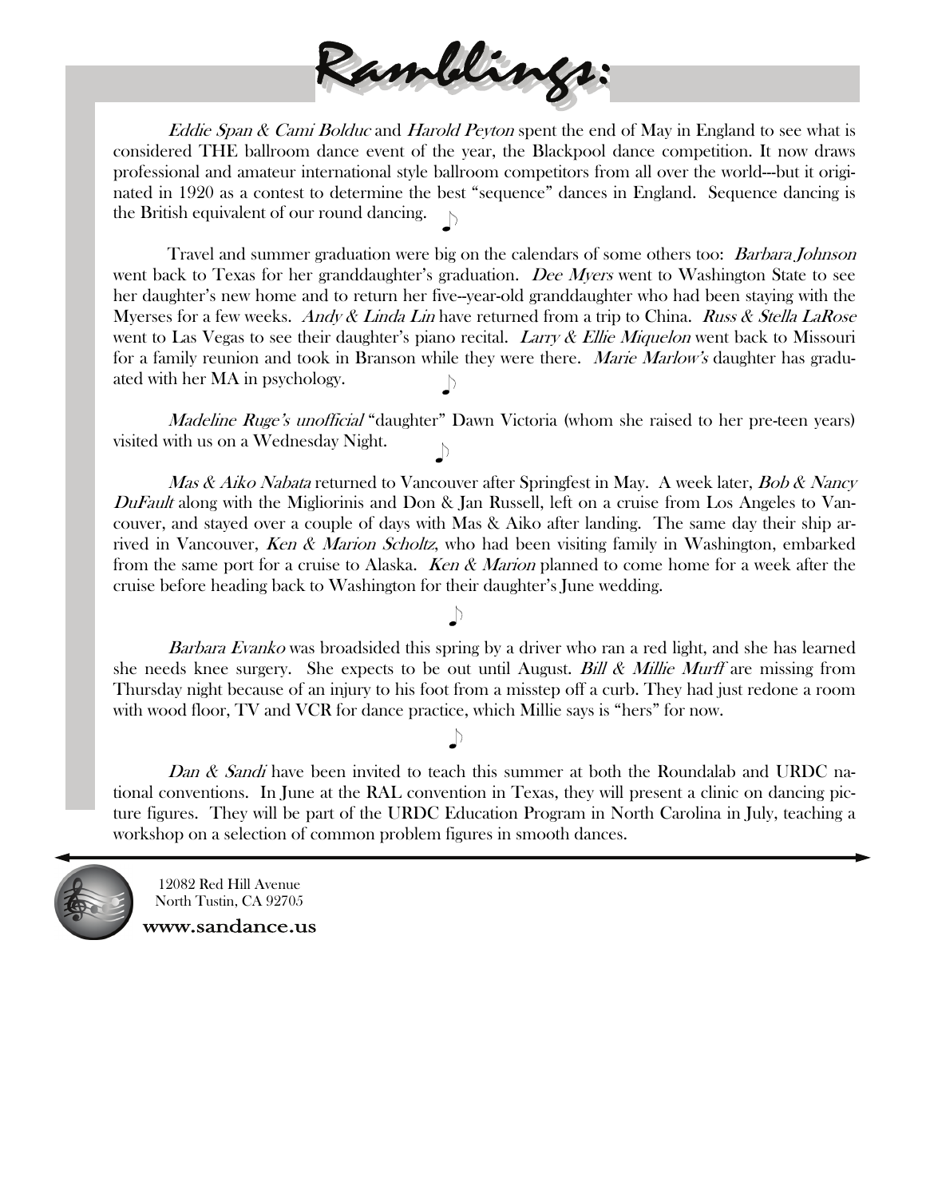# Ramblings:

*Eddie Span & Cami Bolduc* and *Harold Peyton* spent the end of May in England to see what is considered THE ballroom dance event of the year, the Blackpool dance competition. It now draws professional and amateur international style ballroom competitors from all over the world---but it originated in 1920 as a contest to determine the best "sequence" dances in England. Sequence dancing is the British equivalent of our round dancing.

Travel and summer graduation were big on the calendars of some others too: *Barbara Johnson* went back to Texas for her granddaughter's graduation. *Dee Myers* went to Washington State to see her daughter's new home and to return her five--year-old granddaughter who had been staying with the Myerses for a few weeks. *Andy & Linda Lin* have returned from a trip to China. *Russ & Stella LaRose* went to Las Vegas to see their daughter's piano recital. *Larry & Ellie Miquelon* went back to Missouri for a family reunion and took in Branson while they were there. *Marie Marlow's* daughter has graduated with her MA in psychology.

*Madeline Ruge's unofficial* "daughter" Dawn Victoria (whom she raised to her pre-teen years) visited with us on a Wednesday Night.

*Mas & Aiko Nabata* returned to Vancouver after Springfest in May. A week later, *Bob & Nancy DuFault* along with the Migliorinis and Don & Jan Russell, left on a cruise from Los Angeles to Vancouver, and stayed over a couple of days with Mas & Aiko after landing. The same day their ship arrived in Vancouver, *Ken & Marion Scholtz*, who had been visiting family in Washington, embarked from the same port for a cruise to Alaska. *Ken & Marion* planned to come home for a week after the cruise before heading back to Washington for their daughter's June wedding.

*Barbara Evanko* was broadsided this spring by a driver who ran a red light, and she has learned she needs knee surgery. She expects to be out until August. *Bill & Millie Murff* are missing from Thursday night because of an injury to his foot from a misstep off a curb. They had just redone a room with wood floor, TV and VCR for dance practice, which Millie says is "hers" for now.

*Dan & Sandi* have been invited to teach this summer at both the Roundalab and URDC national conventions. In June at the RAL convention in Texas, they will present a clinic on dancing picture figures. They will be part of the URDC Education Program in North Carolina in July, teaching a workshop on a selection of common problem figures in smooth dances.

12082 Red Hill Avenue
North Tustin, CA 92705
**www.sandance.us**